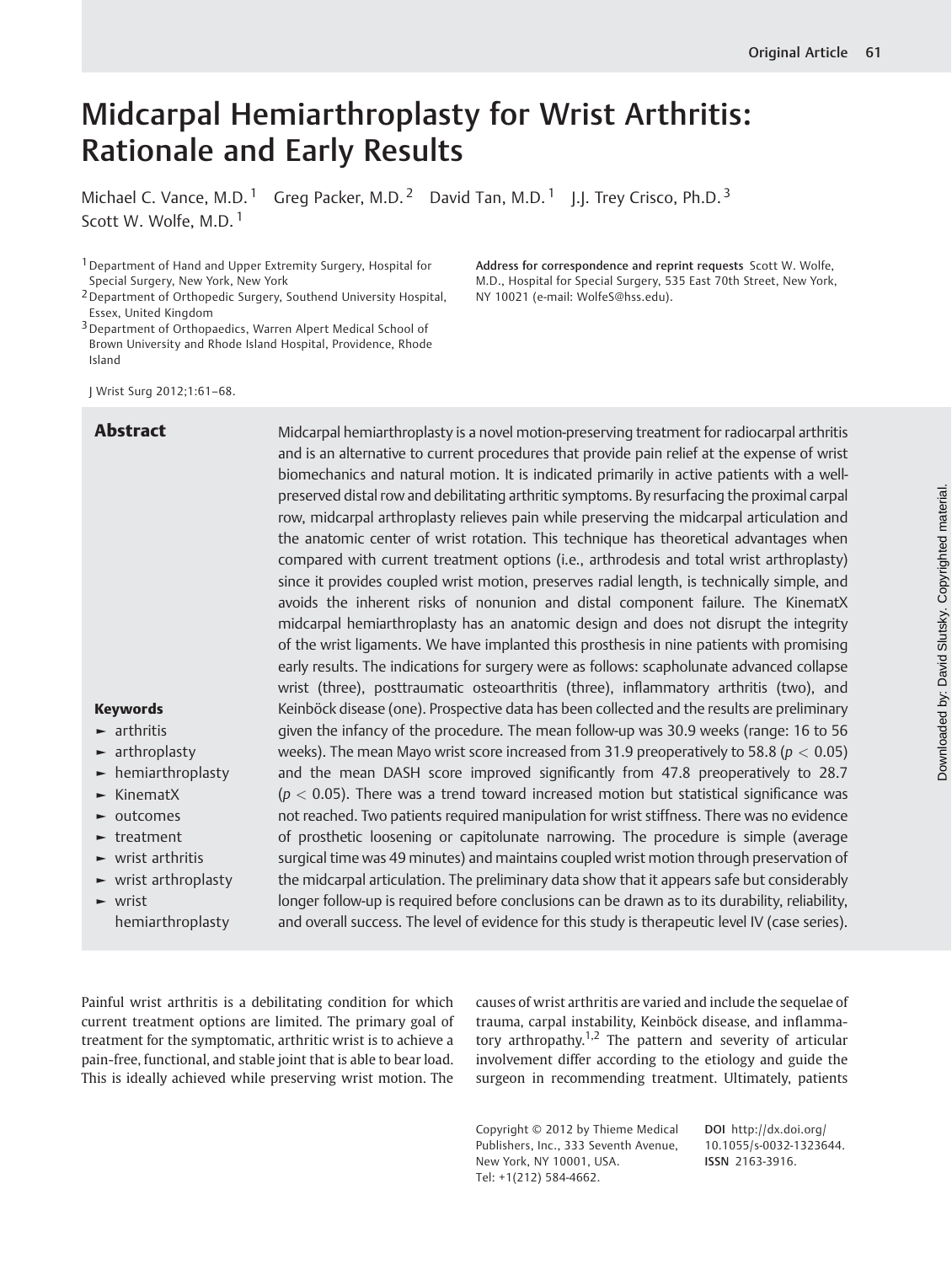# Midcarpal Hemiarthroplasty for Wrist Arthritis: Rationale and Early Results

Michael C. Vance, M.D.[1] Greg Packer, M.D.[2] David Tan, M.D.[1] J.J. Trey Crisco, Ph.D.[3] Scott W. Wolfe, M.D.[1]

[1] Department of Hand and Upper Extremity Surgery, Hospital for Special Surgery, New York, New York
[2] Department of Orthopedic Surgery, Southend University Hospital, Essex, United Kingdom
[3] Department of Orthopaedics, Warren Alpert Medical School of Brown University and Rhode Island Hospital, Providence, Rhode Island

Address for correspondence and reprint requests Scott W. Wolfe, M.D., Hospital for Special Surgery, 535 East 70th Street, New York, NY 10021 (e-mail: WolfeS@hss.edu).

J Wrist Surg 2012;1:61–68.

## Abstract

Midcarpal hemiarthroplasty is a novel motion-preserving treatment for radiocarpal arthritis and is an alternative to current procedures that provide pain relief at the expense of wrist biomechanics and natural motion. It is indicated primarily in active patients with a well-preserved distal row and debilitating arthritic symptoms. By resurfacing the proximal carpal row, midcarpal arthroplasty relieves pain while preserving the midcarpal articulation and the anatomic center of wrist rotation. This technique has theoretical advantages when compared with current treatment options (i.e., arthrodesis and total wrist arthroplasty) since it provides coupled wrist motion, preserves radial length, is technically simple, and avoids the inherent risks of nonunion and distal component failure. The KinematX midcarpal hemiarthroplasty has an anatomic design and does not disrupt the integrity of the wrist ligaments. We have implanted this prosthesis in nine patients with promising early results. The indications for surgery were as follows: scapholunate advanced collapse wrist (three), posttraumatic osteoarthritis (three), inflammatory arthritis (two), and Keinböck disease (one). Prospective data has been collected and the results are preliminary given the infancy of the procedure. The mean follow-up was 30.9 weeks (range: 16 to 56 weeks). The mean Mayo wrist score increased from 31.9 preoperatively to 58.8 ($p < 0.05$) and the mean DASH score improved significantly from 47.8 preoperatively to 28.7 ($p < 0.05$). There was a trend toward increased motion but statistical significance was not reached. Two patients required manipulation for wrist stiffness. There was no evidence of prosthetic loosening or capitolunate narrowing. The procedure is simple (average surgical time was 49 minutes) and maintains coupled wrist motion through preservation of the midcarpal articulation. The preliminary data show that it appears safe but considerably longer follow-up is required before conclusions can be drawn as to its durability, reliability, and overall success. The level of evidence for this study is therapeutic level IV (case series).

**Keywords**

- arthritis
- arthroplasty
- hemiarthroplasty
- KinematX
- outcomes
- treatment
- wrist arthritis
- wrist arthroplasty
- wrist hemiarthroplasty

Painful wrist arthritis is a debilitating condition for which current treatment options are limited. The primary goal of treatment for the symptomatic, arthritic wrist is to achieve a pain-free, functional, and stable joint that is able to bear load. This is ideally achieved while preserving wrist motion. The causes of wrist arthritis are varied and include the sequelae of trauma, carpal instability, Keinböck disease, and inflammatory arthropathy.[1,2] The pattern and severity of articular involvement differ according to the etiology and guide the surgeon in recommending treatment. Ultimately, patients

Copyright © 2012 by Thieme Medical Publishers, Inc., 333 Seventh Avenue, New York, NY 10001, USA. Tel: +1(212) 584-4662.

DOI http://dx.doi.org/10.1055/s-0032-1323644. ISSN 2163-3916.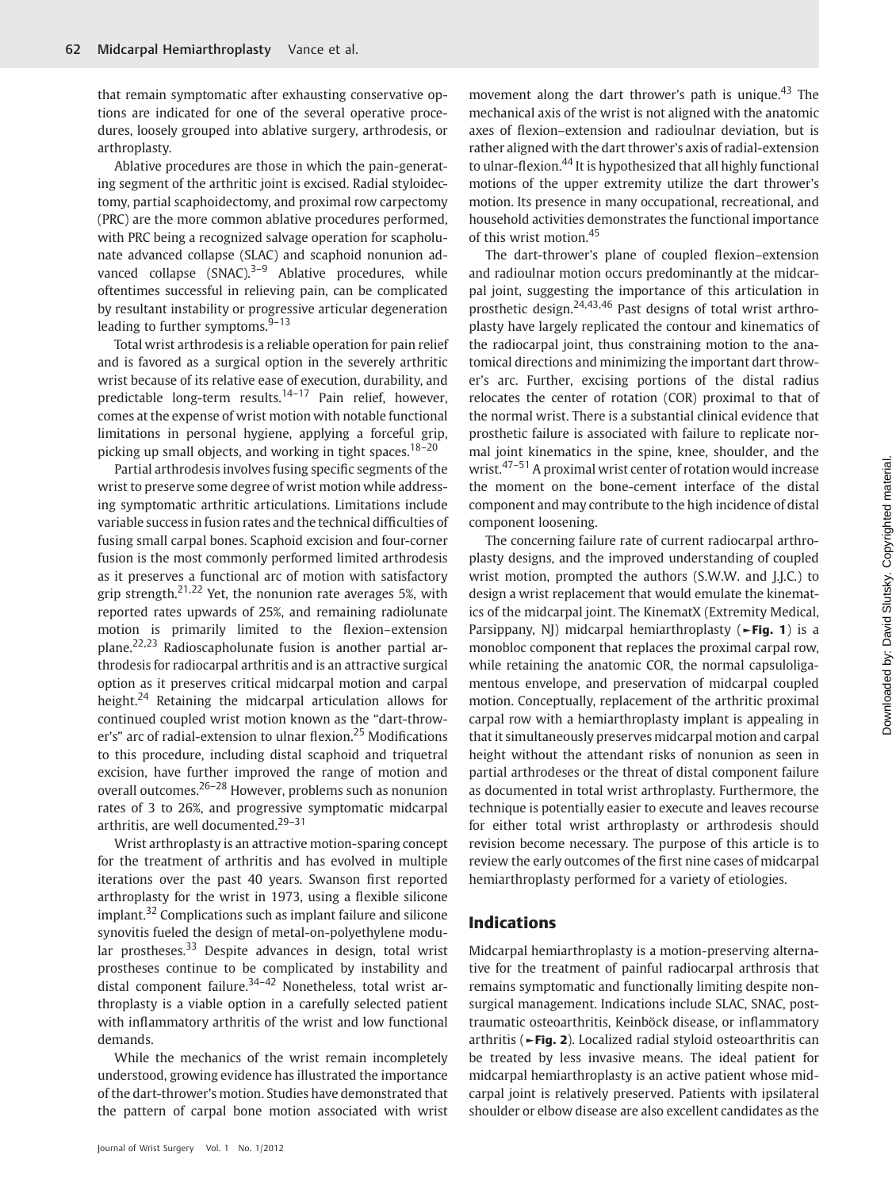that remain symptomatic after exhausting conservative options are indicated for one of the several operative procedures, loosely grouped into ablative surgery, arthrodesis, or arthroplasty.

Ablative procedures are those in which the pain-generating segment of the arthritic joint is excised. Radial styloidectomy, partial scaphoidectomy, and proximal row carpectomy (PRC) are the more common ablative procedures performed, with PRC being a recognized salvage operation for scapholunate advanced collapse (SLAC) and scaphoid nonunion advanced collapse (SNAC).[3–9] Ablative procedures, while oftentimes successful in relieving pain, can be complicated by resultant instability or progressive articular degeneration leading to further symptoms.[9–13]

Total wrist arthrodesis is a reliable operation for pain relief and is favored as a surgical option in the severely arthritic wrist because of its relative ease of execution, durability, and predictable long-term results.[14–17] Pain relief, however, comes at the expense of wrist motion with notable functional limitations in personal hygiene, applying a forceful grip, picking up small objects, and working in tight spaces.[18–20]

Partial arthrodesis involves fusing specific segments of the wrist to preserve some degree of wrist motion while addressing symptomatic arthritic articulations. Limitations include variable success in fusion rates and the technical difficulties of fusing small carpal bones. Scaphoid excision and four-corner fusion is the most commonly performed limited arthrodesis as it preserves a functional arc of motion with satisfactory grip strength.[21,22] Yet, the nonunion rate averages 5%, with reported rates upwards of 25%, and remaining radiolunate motion is primarily limited to the flexion–extension plane.[22,23] Radioscapholunate fusion is another partial arthrodesis for radiocarpal arthritis and is an attractive surgical option as it preserves critical midcarpal motion and carpal height.[24] Retaining the midcarpal articulation allows for continued coupled wrist motion known as the "dart-thrower's" arc of radial-extension to ulnar flexion.[25] Modifications to this procedure, including distal scaphoid and triquetral excision, have further improved the range of motion and overall outcomes.[26–28] However, problems such as nonunion rates of 3 to 26%, and progressive symptomatic midcarpal arthritis, are well documented.[29–31]

Wrist arthroplasty is an attractive motion-sparing concept for the treatment of arthritis and has evolved in multiple iterations over the past 40 years. Swanson first reported arthroplasty for the wrist in 1973, using a flexible silicone implant.[32] Complications such as implant failure and silicone synovitis fueled the design of metal-on-polyethylene modular prostheses.[33] Despite advances in design, total wrist prostheses continue to be complicated by instability and distal component failure.[34–42] Nonetheless, total wrist arthroplasty is a viable option in a carefully selected patient with inflammatory arthritis of the wrist and low functional demands.

While the mechanics of the wrist remain incompletely understood, growing evidence has illustrated the importance of the dart-thrower's motion. Studies have demonstrated that the pattern of carpal bone motion associated with wrist movement along the dart thrower's path is unique.[43] The mechanical axis of the wrist is not aligned with the anatomic axes of flexion–extension and radioulnar deviation, but is rather aligned with the dart thrower's axis of radial-extension to ulnar-flexion.[44] It is hypothesized that all highly functional motions of the upper extremity utilize the dart thrower's motion. Its presence in many occupational, recreational, and household activities demonstrates the functional importance of this wrist motion.[45]

The dart-thrower's plane of coupled flexion–extension and radioulnar motion occurs predominantly at the midcarpal joint, suggesting the importance of this articulation in prosthetic design.[24,43,46] Past designs of total wrist arthroplasty have largely replicated the contour and kinematics of the radiocarpal joint, thus constraining motion to the anatomical directions and minimizing the important dart thrower's arc. Further, excising portions of the distal radius relocates the center of rotation (COR) proximal to that of the normal wrist. There is a substantial clinical evidence that prosthetic failure is associated with failure to replicate normal joint kinematics in the spine, knee, shoulder, and the wrist.[47–51] A proximal wrist center of rotation would increase the moment on the bone-cement interface of the distal component and may contribute to the high incidence of distal component loosening.

The concerning failure rate of current radiocarpal arthroplasty designs, and the improved understanding of coupled wrist motion, prompted the authors (S.W.W. and J.J.C.) to design a wrist replacement that would emulate the kinematics of the midcarpal joint. The KinematX (Extremity Medical, Parsippany, NJ) midcarpal hemiarthroplasty (►**Fig. 1**) is a monobloc component that replaces the proximal carpal row, while retaining the anatomic COR, the normal capsuloligamentous envelope, and preservation of midcarpal coupled motion. Conceptually, replacement of the arthritic proximal carpal row with a hemiarthroplasty implant is appealing in that it simultaneously preserves midcarpal motion and carpal height without the attendant risks of nonunion as seen in partial arthrodeses or the threat of distal component failure as documented in total wrist arthroplasty. Furthermore, the technique is potentially easier to execute and leaves recourse for either total wrist arthroplasty or arthrodesis should revision become necessary. The purpose of this article is to review the early outcomes of the first nine cases of midcarpal hemiarthroplasty performed for a variety of etiologies.

## Indications

Midcarpal hemiarthroplasty is a motion-preserving alternative for the treatment of painful radiocarpal arthrosis that remains symptomatic and functionally limiting despite nonsurgical management. Indications include SLAC, SNAC, posttraumatic osteoarthritis, Kienböck disease, or inflammatory arthritis (►**Fig. 2**). Localized radial styloid osteoarthritis can be treated by less invasive means. The ideal patient for midcarpal hemiarthroplasty is an active patient whose midcarpal joint is relatively preserved. Patients with ipsilateral shoulder or elbow disease are also excellent candidates as the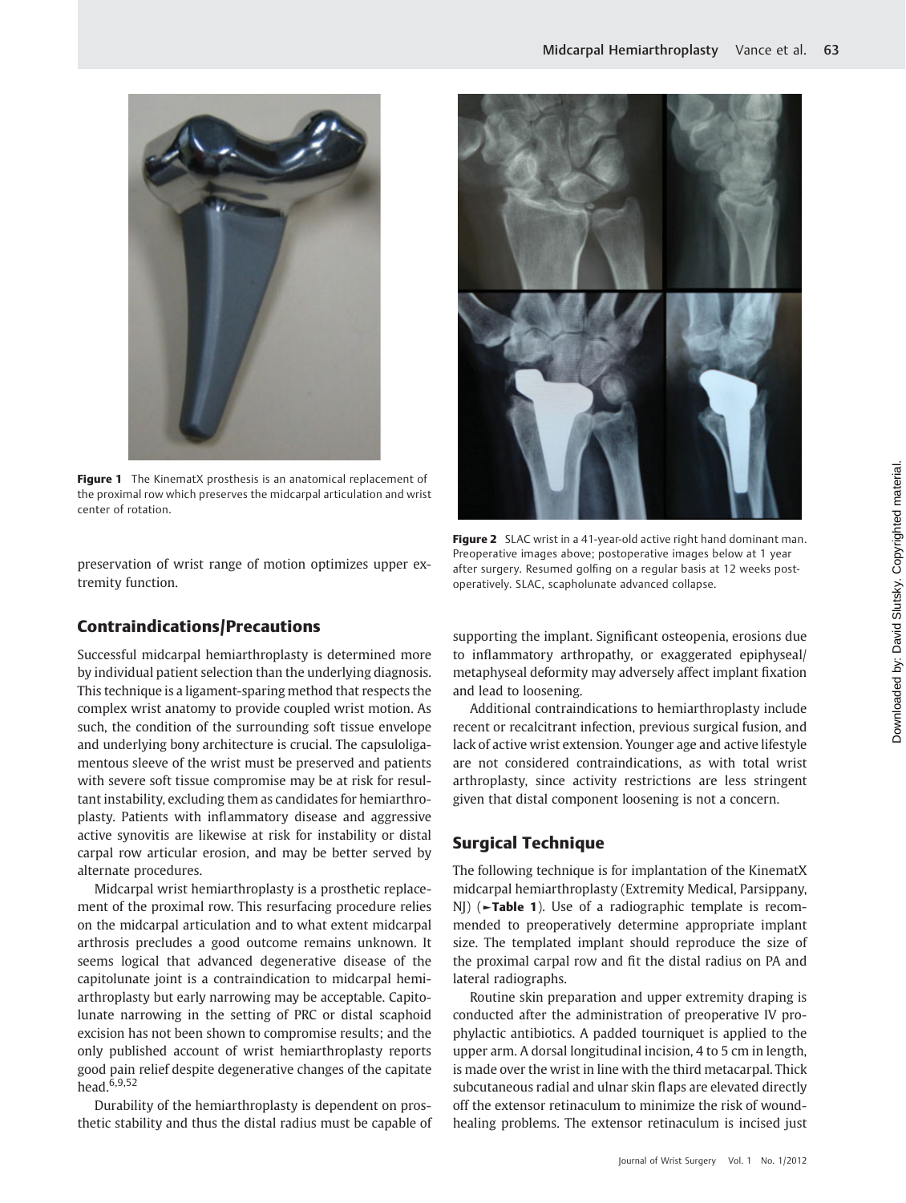**Figure 1** The KinematX prosthesis is an anatomical replacement of the proximal row which preserves the midcarpal articulation and wrist center of rotation.

**Figure 2** SLAC wrist in a 41-year-old active right hand dominant man. Preoperative images above; postoperative images below at 1 year after surgery. Resumed golfing on a regular basis at 12 weeks postoperatively. SLAC, scapholunate advanced collapse.

preservation of wrist range of motion optimizes upper extremity function.

## Contraindications/Precautions

Successful midcarpal hemiarthroplasty is determined more by individual patient selection than the underlying diagnosis. This technique is a ligament-sparing method that respects the complex wrist anatomy to provide coupled wrist motion. As such, the condition of the surrounding soft tissue envelope and underlying bony architecture is crucial. The capsuloligamentous sleeve of the wrist must be preserved and patients with severe soft tissue compromise may be at risk for resultant instability, excluding them as candidates for hemiarthroplasty. Patients with inflammatory disease and aggressive active synovitis are likewise at risk for instability or distal carpal row articular erosion, and may be better served by alternate procedures.

Midcarpal wrist hemiarthroplasty is a prosthetic replacement of the proximal row. This resurfacing procedure relies on the midcarpal articulation and to what extent midcarpal arthrosis precludes a good outcome remains unknown. It seems logical that advanced degenerative disease of the capitolunate joint is a contraindication to midcarpal hemiarthroplasty but early narrowing may be acceptable. Capitolunate narrowing in the setting of PRC or distal scaphoid excision has not been shown to compromise results; and the only published account of wrist hemiarthroplasty reports good pain relief despite degenerative changes of the capitate head.[6,9,52]

Durability of the hemiarthroplasty is dependent on prosthetic stability and thus the distal radius must be capable of supporting the implant. Significant osteopenia, erosions due to inflammatory arthropathy, or exaggerated epiphyseal/metaphyseal deformity may adversely affect implant fixation and lead to loosening.

Additional contraindications to hemiarthroplasty include recent or recalcitrant infection, previous surgical fusion, and lack of active wrist extension. Younger age and active lifestyle are not considered contraindications, as with total wrist arthroplasty, since activity restrictions are less stringent given that distal component loosening is not a concern.

## Surgical Technique

The following technique is for implantation of the KinematX midcarpal hemiarthroplasty (Extremity Medical, Parsippany, NJ) (►**Table 1**). Use of a radiographic template is recommended to preoperatively determine appropriate implant size. The templated implant should reproduce the size of the proximal carpal row and fit the distal radius on PA and lateral radiographs.

Routine skin preparation and upper extremity draping is conducted after the administration of preoperative IV prophylactic antibiotics. A padded tourniquet is applied to the upper arm. A dorsal longitudinal incision, 4 to 5 cm in length, is made over the wrist in line with the third metacarpal. Thick subcutaneous radial and ulnar skin flaps are elevated directly off the extensor retinaculum to minimize the risk of wound-healing problems. The extensor retinaculum is incised just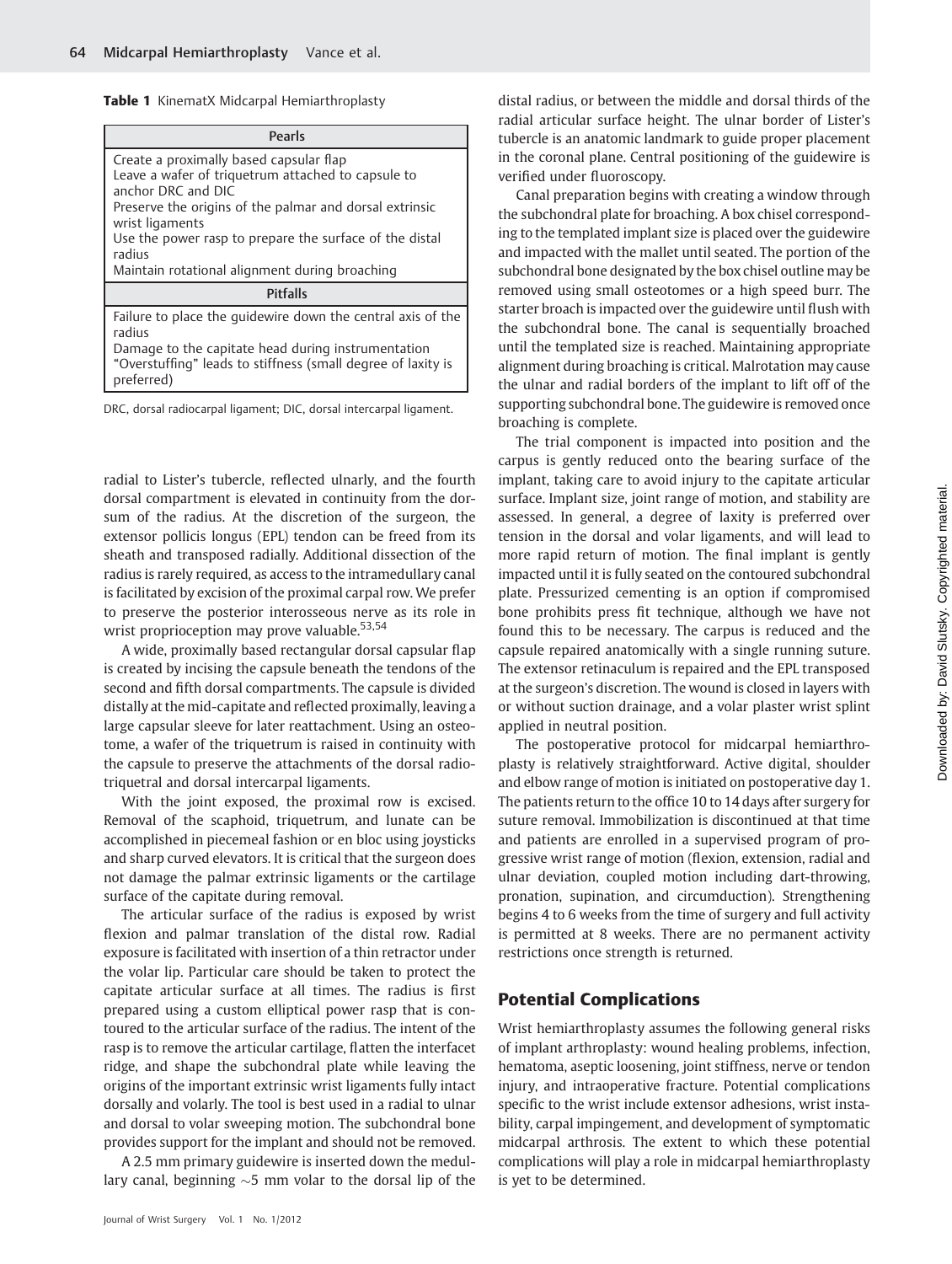**Table 1** KinematX Midcarpal Hemiarthroplasty

| Pearls |
|---|
| Create a proximally based capsular flap<br>Leave a wafer of triquetrum attached to capsule to anchor DRC and DIC<br>Preserve the origins of the palmar and dorsal extrinsic wrist ligaments<br>Use the power rasp to prepare the surface of the distal radius<br>Maintain rotational alignment during broaching |
| **Pitfalls** |
| Failure to place the guidewire down the central axis of the radius<br>Damage to the capitate head during instrumentation<br>"Overstuffing" leads to stiffness (small degree of laxity is preferred) |

DRC, dorsal radiocarpal ligament; DIC, dorsal intercarpal ligament.

radial to Lister's tubercle, reflected ulnarly, and the fourth dorsal compartment is elevated in continuity from the dorsum of the radius. At the discretion of the surgeon, the extensor pollicis longus (EPL) tendon can be freed from its sheath and transposed radially. Additional dissection of the radius is rarely required, as access to the intramedullary canal is facilitated by excision of the proximal carpal row. We prefer to preserve the posterior interosseous nerve as its role in wrist proprioception may prove valuable.[53,54]

A wide, proximally based rectangular dorsal capsular flap is created by incising the capsule beneath the tendons of the second and fifth dorsal compartments. The capsule is divided distally at the mid-capitate and reflected proximally, leaving a large capsular sleeve for later reattachment. Using an osteotome, a wafer of the triquetrum is raised in continuity with the capsule to preserve the attachments of the dorsal radiotriquetral and dorsal intercarpal ligaments.

With the joint exposed, the proximal row is excised. Removal of the scaphoid, triquetrum, and lunate can be accomplished in piecemeal fashion or en bloc using joysticks and sharp curved elevators. It is critical that the surgeon does not damage the palmar extrinsic ligaments or the cartilage surface of the capitate during removal.

The articular surface of the radius is exposed by wrist flexion and palmar translation of the distal row. Radial exposure is facilitated with insertion of a thin retractor under the volar lip. Particular care should be taken to protect the capitate articular surface at all times. The radius is first prepared using a custom elliptical power rasp that is contoured to the articular surface of the radius. The intent of the rasp is to remove the articular cartilage, flatten the interfacet ridge, and shape the subchondral plate while leaving the origins of the important extrinsic wrist ligaments fully intact dorsally and volarly. The tool is best used in a radial to ulnar and dorsal to volar sweeping motion. The subchondral bone provides support for the implant and should not be removed.

A 2.5 mm primary guidewire is inserted down the medullary canal, beginning ~5 mm volar to the dorsal lip of the distal radius, or between the middle and dorsal thirds of the radial articular surface height. The ulnar border of Lister's tubercle is an anatomic landmark to guide proper placement in the coronal plane. Central positioning of the guidewire is verified under fluoroscopy.

Canal preparation begins with creating a window through the subchondral plate for broaching. A box chisel corresponding to the templated implant size is placed over the guidewire and impacted with the mallet until seated. The portion of the subchondral bone designated by the box chisel outline may be removed using small osteotomes or a high speed burr. The starter broach is impacted over the guidewire until flush with the subchondral bone. The canal is sequentially broached until the templated size is reached. Maintaining appropriate alignment during broaching is critical. Malrotation may cause the ulnar and radial borders of the implant to lift off of the supporting subchondral bone. The guidewire is removed once broaching is complete.

The trial component is impacted into position and the carpus is gently reduced onto the bearing surface of the implant, taking care to avoid injury to the capitate articular surface. Implant size, joint range of motion, and stability are assessed. In general, a degree of laxity is preferred over tension in the dorsal and volar ligaments, and will lead to more rapid return of motion. The final implant is gently impacted until it is fully seated on the contoured subchondral plate. Pressurized cementing is an option if compromised bone prohibits press fit technique, although we have not found this to be necessary. The carpus is reduced and the capsule repaired anatomically with a single running suture. The extensor retinaculum is repaired and the EPL transposed at the surgeon's discretion. The wound is closed in layers with or without suction drainage, and a volar plaster wrist splint applied in neutral position.

The postoperative protocol for midcarpal hemiarthroplasty is relatively straightforward. Active digital, shoulder and elbow range of motion is initiated on postoperative day 1. The patients return to the office 10 to 14 days after surgery for suture removal. Immobilization is discontinued at that time and patients are enrolled in a supervised program of progressive wrist range of motion (flexion, extension, radial and ulnar deviation, coupled motion including dart-throwing, pronation, supination, and circumduction). Strengthening begins 4 to 6 weeks from the time of surgery and full activity is permitted at 8 weeks. There are no permanent activity restrictions once strength is returned.

## Potential Complications

Wrist hemiarthroplasty assumes the following general risks of implant arthroplasty: wound healing problems, infection, hematoma, aseptic loosening, joint stiffness, nerve or tendon injury, and intraoperative fracture. Potential complications specific to the wrist include extensor adhesions, wrist instability, carpal impingement, and development of symptomatic midcarpal arthrosis. The extent to which these potential complications will play a role in midcarpal hemiarthroplasty is yet to be determined.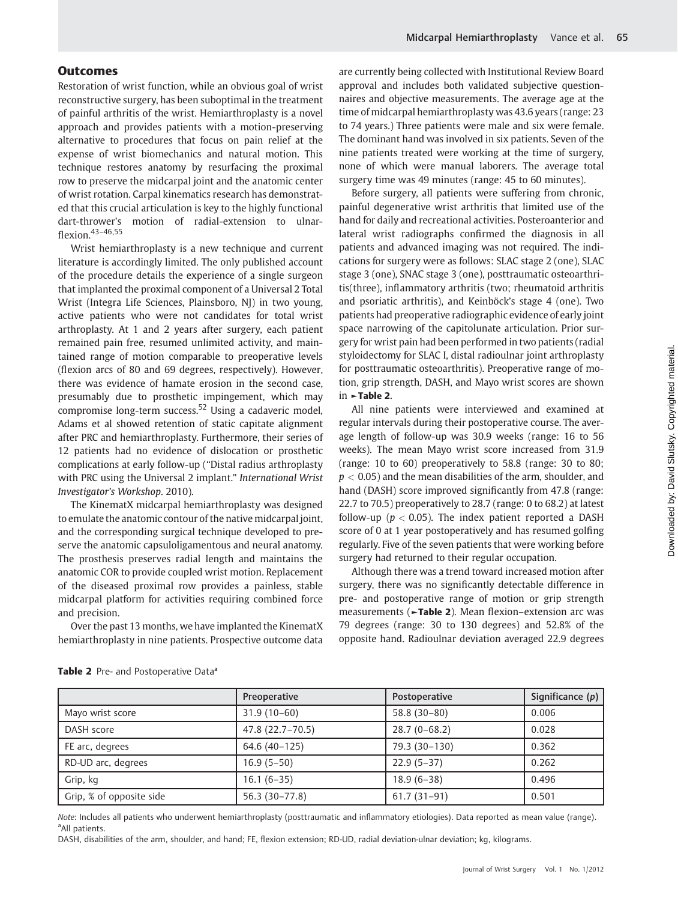## Outcomes

Restoration of wrist function, while an obvious goal of wrist reconstructive surgery, has been suboptimal in the treatment of painful arthritis of the wrist. Hemiarthroplasty is a novel approach and provides patients with a motion-preserving alternative to procedures that focus on pain relief at the expense of wrist biomechanics and natural motion. This technique restores anatomy by resurfacing the proximal row to preserve the midcarpal joint and the anatomic center of wrist rotation. Carpal kinematics research has demonstrated that this crucial articulation is key to the highly functional dart-thrower's motion of radial-extension to ulnar-flexion.[43–46,55]

Wrist hemiarthroplasty is a new technique and current literature is accordingly limited. The only published account of the procedure details the experience of a single surgeon that implanted the proximal component of a Universal 2 Total Wrist (Integra Life Sciences, Plainsboro, NJ) in two young, active patients who were not candidates for total wrist arthroplasty. At 1 and 2 years after surgery, each patient remained pain free, resumed unlimited activity, and maintained range of motion comparable to preoperative levels (flexion arcs of 80 and 69 degrees, respectively). However, there was evidence of hamate erosion in the second case, presumably due to prosthetic impingement, which may compromise long-term success.[52] Using a cadaveric model, Adams et al showed retention of static capitate alignment after PRC and hemiarthroplasty. Furthermore, their series of 12 patients had no evidence of dislocation or prosthetic complications at early follow-up ("Distal radius arthroplasty with PRC using the Universal 2 implant." *International Wrist Investigator's Workshop*. 2010).

The KinematX midcarpal hemiarthroplasty was designed to emulate the anatomic contour of the native midcarpal joint, and the corresponding surgical technique developed to preserve the anatomic capsuloligamentous and neural anatomy. The prosthesis preserves radial length and maintains the anatomic COR to provide coupled wrist motion. Replacement of the diseased proximal row provides a painless, stable midcarpal platform for activities requiring combined force and precision.

Over the past 13 months, we have implanted the KinematX hemiarthroplasty in nine patients. Prospective outcome data are currently being collected with Institutional Review Board approval and includes both validated subjective questionnaires and objective measurements. The average age at the time of midcarpal hemiarthroplasty was 43.6 years (range: 23 to 74 years.) Three patients were male and six were female. The dominant hand was involved in six patients. Seven of the nine patients treated were working at the time of surgery, none of which were manual laborers. The average total surgery time was 49 minutes (range: 45 to 60 minutes).

Before surgery, all patients were suffering from chronic, painful degenerative wrist arthritis that limited use of the hand for daily and recreational activities. Posteroanterior and lateral wrist radiographs confirmed the diagnosis in all patients and advanced imaging was not required. The indications for surgery were as follows: SLAC stage 2 (one), SLAC stage 3 (one), SNAC stage 3 (one), posttraumatic osteoarthritis(three), inflammatory arthritis (two; rheumatoid arthritis and psoriatic arthritis), and Keinböck's stage 4 (one). Two patients had preoperative radiographic evidence of early joint space narrowing of the capitolunate articulation. Prior surgery for wrist pain had been performed in two patients (radial styloidectomy for SLAC I, distal radioulnar joint arthroplasty for posttraumatic osteoarthritis). Preoperative range of motion, grip strength, DASH, and Mayo wrist scores are shown in ►**Table 2**.

All nine patients were interviewed and examined at regular intervals during their postoperative course. The average length of follow-up was 30.9 weeks (range: 16 to 56 weeks). The mean Mayo wrist score increased from 31.9 (range: 10 to 60) preoperatively to 58.8 (range: 30 to 80; $p < 0.05$) and the mean disabilities of the arm, shoulder, and hand (DASH) score improved significantly from 47.8 (range: 22.7 to 70.5) preoperatively to 28.7 (range: 0 to 68.2) at latest follow-up ($p < 0.05$). The index patient reported a DASH score of 0 at 1 year postoperatively and has resumed golfing regularly. Five of the seven patients that were working before surgery had returned to their regular occupation.

Although there was a trend toward increased motion after surgery, there was no significantly detectable difference in pre- and postoperative range of motion or grip strength measurements (►**Table 2**). Mean flexion–extension arc was 79 degrees (range: 30 to 130 degrees) and 52.8% of the opposite hand. Radioulnar deviation averaged 22.9 degrees

**Table 2** Pre- and Postoperative Data[a]

| | Preoperative | Postoperative | Significance ($p$) |
|---|---|---|---|
| Mayo wrist score | 31.9 (10–60) | 58.8 (30–80) | 0.006 |
| DASH score | 47.8 (22.7–70.5) | 28.7 (0–68.2) | 0.028 |
| FE arc, degrees | 64.6 (40–125) | 79.3 (30–130) | 0.362 |
| RD-UD arc, degrees | 16.9 (5–50) | 22.9 (5–37) | 0.262 |
| Grip, kg | 16.1 (6–35) | 18.9 (6–38) | 0.496 |
| Grip, % of opposite side | 56.3 (30–77.8) | 61.7 (31–91) | 0.501 |

*Note*: Includes all patients who underwent hemiarthroplasty (posttraumatic and inflammatory etiologies). Data reported as mean value (range).
[a]All patients.
DASH, disabilities of the arm, shoulder, and hand; FE, flexion extension; RD-UD, radial deviation-ulnar deviation; kg, kilograms.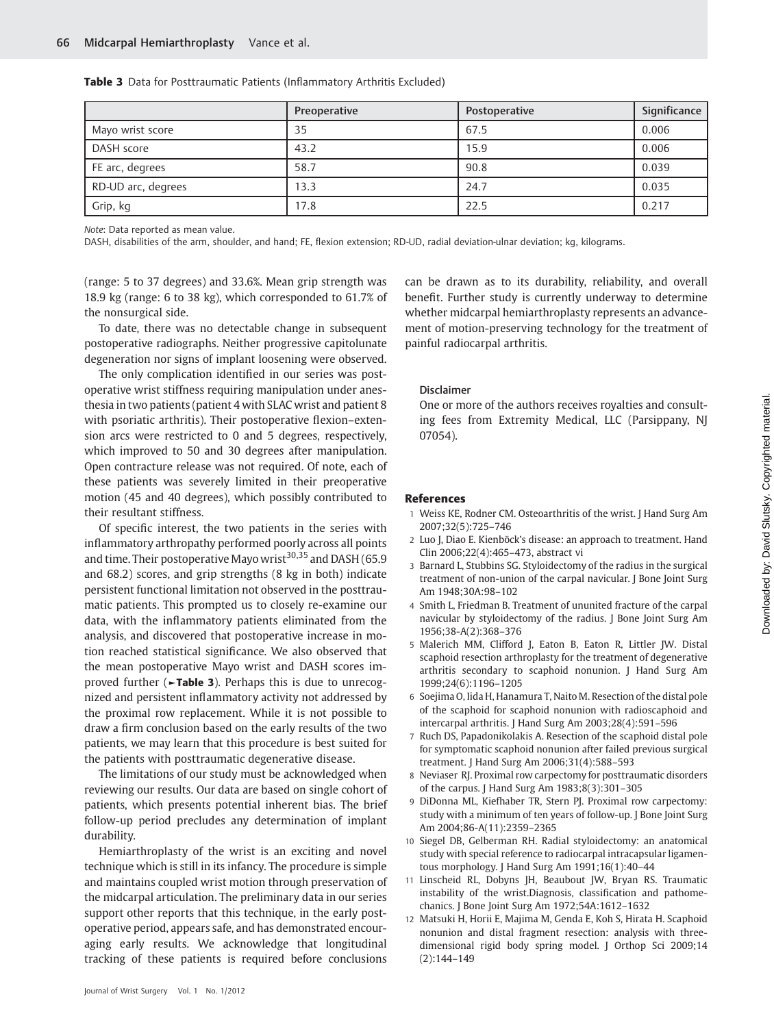**Table 3** Data for Posttraumatic Patients (Inflammatory Arthritis Excluded)

| | Preoperative | Postoperative | Significance |
|---|---|---|---|
| Mayo wrist score | 35 | 67.5 | 0.006 |
| DASH score | 43.2 | 15.9 | 0.006 |
| FE arc, degrees | 58.7 | 90.8 | 0.039 |
| RD-UD arc, degrees | 13.3 | 24.7 | 0.035 |
| Grip, kg | 17.8 | 22.5 | 0.217 |

*Note*: Data reported as mean value.
DASH, disabilities of the arm, shoulder, and hand; FE, flexion extension; RD-UD, radial deviation-ulnar deviation; kg, kilograms.

(range: 5 to 37 degrees) and 33.6%. Mean grip strength was 18.9 kg (range: 6 to 38 kg), which corresponded to 61.7% of the nonsurgical side.

To date, there was no detectable change in subsequent postoperative radiographs. Neither progressive capitolunate degeneration nor signs of implant loosening were observed.

The only complication identified in our series was postoperative wrist stiffness requiring manipulation under anesthesia in two patients (patient 4 with SLAC wrist and patient 8 with psoriatic arthritis). Their postoperative flexion–extension arcs were restricted to 0 and 5 degrees, respectively, which improved to 50 and 30 degrees after manipulation. Open contracture release was not required. Of note, each of these patients was severely limited in their preoperative motion (45 and 40 degrees), which possibly contributed to their resultant stiffness.

Of specific interest, the two patients in the series with inflammatory arthropathy performed poorly across all points and time. Their postoperative Mayo wrist[30,35] and DASH (65.9 and 68.2) scores, and grip strengths (8 kg in both) indicate persistent functional limitation not observed in the posttraumatic patients. This prompted us to closely re-examine our data, with the inflammatory patients eliminated from the analysis, and discovered that postoperative increase in motion reached statistical significance. We also observed that the mean postoperative Mayo wrist and DASH scores improved further (►**Table 3**). Perhaps this is due to unrecognized and persistent inflammatory activity not addressed by the proximal row replacement. While it is not possible to draw a firm conclusion based on the early results of the two patients, we may learn that this procedure is best suited for the patients with posttraumatic degenerative disease.

The limitations of our study must be acknowledged when reviewing our results. Our data are based on single cohort of patients, which presents potential inherent bias. The brief follow-up period precludes any determination of implant durability.

Hemiarthroplasty of the wrist is an exciting and novel technique which is still in its infancy. The procedure is simple and maintains coupled wrist motion through preservation of the midcarpal articulation. The preliminary data in our series support other reports that this technique, in the early postoperative period, appears safe, and has demonstrated encouraging early results. We acknowledge that longitudinal tracking of these patients is required before conclusions can be drawn as to its durability, reliability, and overall benefit. Further study is currently underway to determine whether midcarpal hemiarthroplasty represents an advancement of motion-preserving technology for the treatment of painful radiocarpal arthritis.

#### Disclaimer

One or more of the authors receives royalties and consulting fees from Extremity Medical, LLC (Parsippany, NJ 07054).

## References

1. Weiss KE, Rodner CM. Osteoarthritis of the wrist. J Hand Surg Am 2007;32(5):725–746
2. Luo J, Diao E. Kienböck's disease: an approach to treatment. Hand Clin 2006;22(4):465–473, abstract vi
3. Barnard L, Stubbins SG. Styloidectomy of the radius in the surgical treatment of non-union of the carpal navicular. J Bone Joint Surg Am 1948;30A:98–102
4. Smith L, Friedman B. Treatment of ununited fracture of the carpal navicular by styloidectomy of the radius. J Bone Joint Surg Am 1956;38-A(2):368–376
5. Malerich MM, Clifford J, Eaton B, Eaton R, Littler JW. Distal scaphoid resection arthroplasty for the treatment of degenerative arthritis secondary to scaphoid nonunion. J Hand Surg Am 1999;24(6):1196–1205
6. Soejima O, Iida H, Hanamura T, Naito M. Resection of the distal pole of the scaphoid for scaphoid nonunion with radioscaphoid and intercarpal arthritis. J Hand Surg Am 2003;28(4):591–596
7. Ruch DS, Papadonikolakis A. Resection of the scaphoid distal pole for symptomatic scaphoid nonunion after failed previous surgical treatment. J Hand Surg Am 2006;31(4):588–593
8. Neviaser RJ. Proximal row carpectomy for posttraumatic disorders of the carpus. J Hand Surg Am 1983;8(3):301–305
9. DiDonna ML, Kiefhaber TR, Stern PJ. Proximal row carpectomy: study with a minimum of ten years of follow-up. J Bone Joint Surg Am 2004;86-A(11):2359–2365
10. Siegel DB, Gelberman RH. Radial styloidectomy: an anatomical study with special reference to radiocarpal intracapsular ligamentous morphology. J Hand Surg Am 1991;16(1):40–44
11. Linscheid RL, Dobyns JH, Beaubout JW, Bryan RS. Traumatic instability of the wrist.Diagnosis, classification and pathomechanics. J Bone Joint Surg Am 1972;54A:1612–1632
12. Matsuki H, Horii E, Majima M, Genda E, Koh S, Hirata H. Scaphoid nonunion and distal fragment resection: analysis with three-dimensional rigid body spring model. J Orthop Sci 2009;14(2):144–149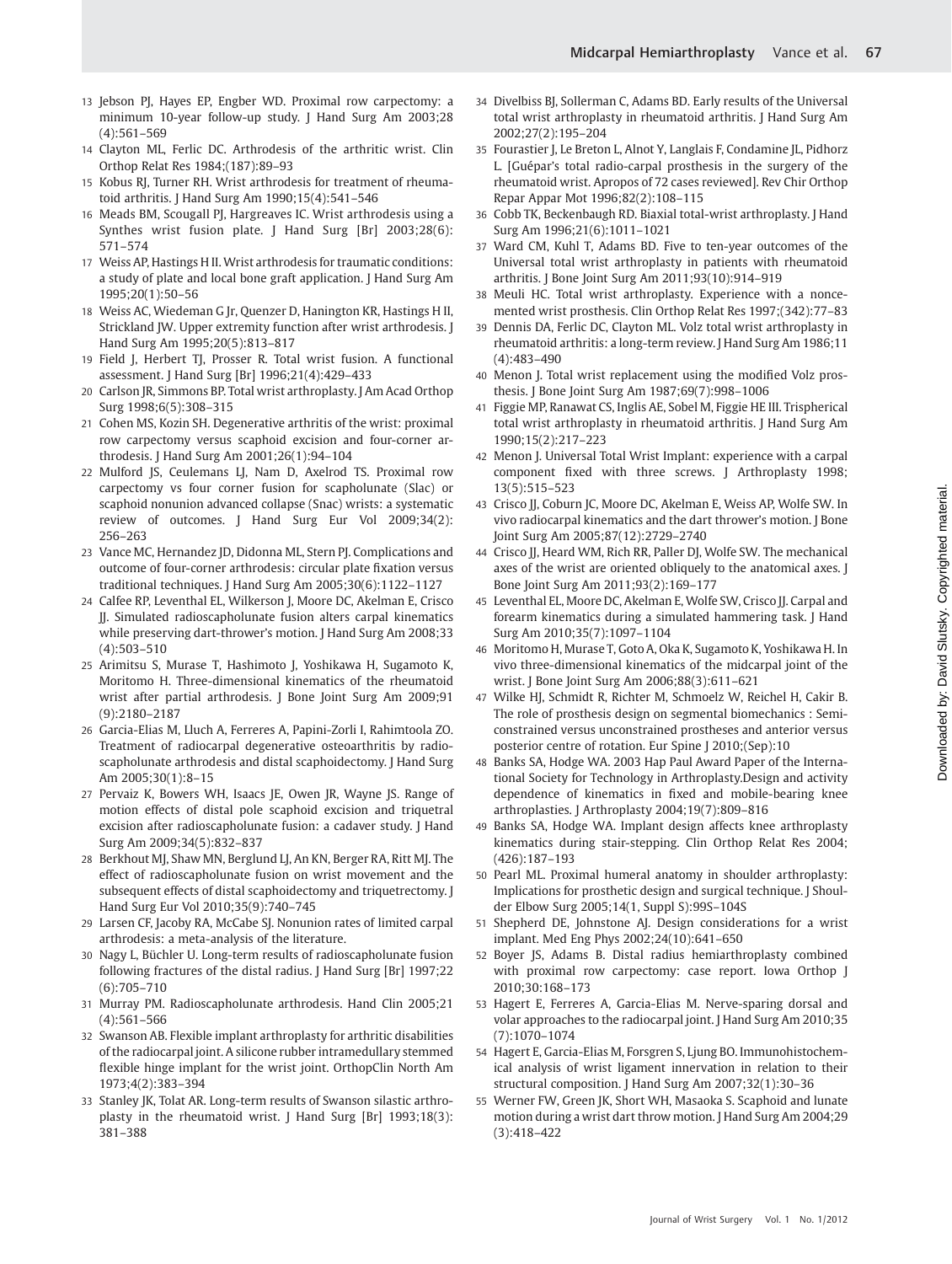13 Jebson PJ, Hayes EP, Engber WD. Proximal row carpectomy: a minimum 10-year follow-up study. J Hand Surg Am 2003;28 (4):561–569

14 Clayton ML, Ferlic DC. Arthrodesis of the arthritic wrist. Clin Orthop Relat Res 1984;(187):89–93

15 Kobus RJ, Turner RH. Wrist arthrodesis for treatment of rheumatoid arthritis. J Hand Surg Am 1990;15(4):541–546

16 Meads BM, Scougall PJ, Hargreaves IC. Wrist arthrodesis using a Synthes wrist fusion plate. J Hand Surg [Br] 2003;28(6): 571–574

17 Weiss AP, Hastings H II. Wrist arthrodesis for traumatic conditions: a study of plate and local bone graft application. J Hand Surg Am 1995;20(1):50–56

18 Weiss AC, Wiedeman G Jr, Quenzer D, Hanington KR, Hastings H II, Strickland JW. Upper extremity function after wrist arthrodesis. J Hand Surg Am 1995;20(5):813–817

19 Field J, Herbert TJ, Prosser R. Total wrist fusion. A functional assessment. J Hand Surg [Br] 1996;21(4):429–433

20 Carlson JR, Simmons BP. Total wrist arthroplasty. J Am Acad Orthop Surg 1998;6(5):308–315

21 Cohen MS, Kozin SH. Degenerative arthritis of the wrist: proximal row carpectomy versus scaphoid excision and four-corner arthrodesis. J Hand Surg Am 2001;26(1):94–104

22 Mulford JS, Ceulemans LJ, Nam D, Axelrod TS. Proximal row carpectomy vs four corner fusion for scapholunate (Slac) or scaphoid nonunion advanced collapse (Snac) wrists: a systematic review of outcomes. J Hand Surg Eur Vol 2009;34(2): 256–263

23 Vance MC, Hernandez JD, Didonna ML, Stern PJ. Complications and outcome of four-corner arthrodesis: circular plate fixation versus traditional techniques. J Hand Surg Am 2005;30(6):1122–1127

24 Calfee RP, Leventhal EL, Wilkerson J, Moore DC, Akelman E, Crisco JJ. Simulated radioscapholunate fusion alters carpal kinematics while preserving dart-thrower's motion. J Hand Surg Am 2008;33 (4):503–510

25 Arimitsu S, Murase T, Hashimoto J, Yoshikawa H, Sugamoto K, Moritomo H. Three-dimensional kinematics of the rheumatoid wrist after partial arthrodesis. J Bone Joint Surg Am 2009;91 (9):2180–2187

26 Garcia-Elias M, Lluch A, Ferreres A, Papini-Zorli I, Rahimtoola ZO. Treatment of radiocarpal degenerative osteoarthritis by radioscapholunate arthrodesis and distal scaphoidectomy. J Hand Surg Am 2005;30(1):8–15

27 Pervaiz K, Bowers WH, Isaacs JE, Owen JR, Wayne JS. Range of motion effects of distal pole scaphoid excision and triquetral excision after radioscapholunate fusion: a cadaver study. J Hand Surg Am 2009;34(5):832–837

28 Berkhout MJ, Shaw MN, Berglund LJ, An KN, Berger RA, Ritt MJ. The effect of radioscapholunate fusion on wrist movement and the subsequent effects of distal scaphoidectomy and triquetrectomy. J Hand Surg Eur Vol 2010;35(9):740–745

29 Larsen CF, Jacoby RA, McCabe SJ. Nonunion rates of limited carpal arthrodesis: a meta-analysis of the literature.

30 Nagy L, Büchler U. Long-term results of radioscapholunate fusion following fractures of the distal radius. J Hand Surg [Br] 1997;22 (6):705–710

31 Murray PM. Radioscapholunate arthrodesis. Hand Clin 2005;21 (4):561–566

32 Swanson AB. Flexible implant arthroplasty for arthritic disabilities of the radiocarpal joint. A silicone rubber intramedullary stemmed flexible hinge implant for the wrist joint. OrthopClin North Am 1973;4(2):383–394

33 Stanley JK, Tolat AR. Long-term results of Swanson silastic arthroplasty in the rheumatoid wrist. J Hand Surg [Br] 1993;18(3): 381–388

34 Divelbiss BJ, Sollerman C, Adams BD. Early results of the Universal total wrist arthroplasty in rheumatoid arthritis. J Hand Surg Am 2002;27(2):195–204

35 Fourastier J, Le Breton L, Alnot Y, Langlais F, Condamine JL, Pidhorz L. [Guépar's total radio-carpal prosthesis in the surgery of the rheumatoid wrist. Apropos of 72 cases reviewed]. Rev Chir Orthop Repar Appar Mot 1996;82(2):108–115

36 Cobb TK, Beckenbaugh RD. Biaxial total-wrist arthroplasty. J Hand Surg Am 1996;21(6):1011–1021

37 Ward CM, Kuhl T, Adams BD. Five to ten-year outcomes of the Universal total wrist arthroplasty in patients with rheumatoid arthritis. J Bone Joint Surg Am 2011;93(10):914–919

38 Meuli HC. Total wrist arthroplasty. Experience with a noncemented wrist prosthesis. Clin Orthop Relat Res 1997;(342):77–83

39 Dennis DA, Ferlic DC, Clayton ML. Volz total wrist arthroplasty in rheumatoid arthritis: a long-term review. J Hand Surg Am 1986;11 (4):483–490

40 Menon J. Total wrist replacement using the modified Volz prosthesis. J Bone Joint Surg Am 1987;69(7):998–1006

41 Figgie MP, Ranawat CS, Inglis AE, Sobel M, Figgie HE III. Trispherical total wrist arthroplasty in rheumatoid arthritis. J Hand Surg Am 1990;15(2):217–223

42 Menon J. Universal Total Wrist Implant: experience with a carpal component fixed with three screws. J Arthroplasty 1998; 13(5):515–523

43 Crisco JJ, Coburn JC, Moore DC, Akelman E, Weiss AP, Wolfe SW. In vivo radiocarpal kinematics and the dart thrower's motion. J Bone Joint Surg Am 2005;87(12):2729–2740

44 Crisco JJ, Heard WM, Rich RR, Paller DJ, Wolfe SW. The mechanical axes of the wrist are oriented obliquely to the anatomical axes. J Bone Joint Surg Am 2011;93(2):169–177

45 Leventhal EL, Moore DC, Akelman E, Wolfe SW, Crisco JJ. Carpal and forearm kinematics during a simulated hammering task. J Hand Surg Am 2010;35(7):1097–1104

46 Moritomo H, Murase T, Goto A, Oka K, Sugamoto K, Yoshikawa H. In vivo three-dimensional kinematics of the midcarpal joint of the wrist. J Bone Joint Surg Am 2006;88(3):611–621

47 Wilke HJ, Schmidt R, Richter M, Schmoelz W, Reichel H, Cakir B. The role of prosthesis design on segmental biomechanics : Semi-constrained versus unconstrained prostheses and anterior versus posterior centre of rotation. Eur Spine J 2010;(Sep):10

48 Banks SA, Hodge WA. 2003 Hap Paul Award Paper of the International Society for Technology in Arthroplasty.Design and activity dependence of kinematics in fixed and mobile-bearing knee arthroplasties. J Arthroplasty 2004;19(7):809–816

49 Banks SA, Hodge WA. Implant design affects knee arthroplasty kinematics during stair-stepping. Clin Orthop Relat Res 2004; (426):187–193

50 Pearl ML. Proximal humeral anatomy in shoulder arthroplasty: Implications for prosthetic design and surgical technique. J Shoulder Elbow Surg 2005;14(1, Suppl S):99S–104S

51 Shepherd DE, Johnstone AJ. Design considerations for a wrist implant. Med Eng Phys 2002;24(10):641–650

52 Boyer JS, Adams B. Distal radius hemiarthroplasty combined with proximal row carpectomy: case report. Iowa Orthop J 2010;30:168–173

53 Hagert E, Ferreres A, Garcia-Elias M. Nerve-sparing dorsal and volar approaches to the radiocarpal joint. J Hand Surg Am 2010;35 (7):1070–1074

54 Hagert E, Garcia-Elias M, Forsgren S, Ljung BO. Immunohistochemical analysis of wrist ligament innervation in relation to their structural composition. J Hand Surg Am 2007;32(1):30–36

55 Werner FW, Green JK, Short WH, Masaoka S. Scaphoid and lunate motion during a wrist dart throw motion. J Hand Surg Am 2004;29 (3):418–422